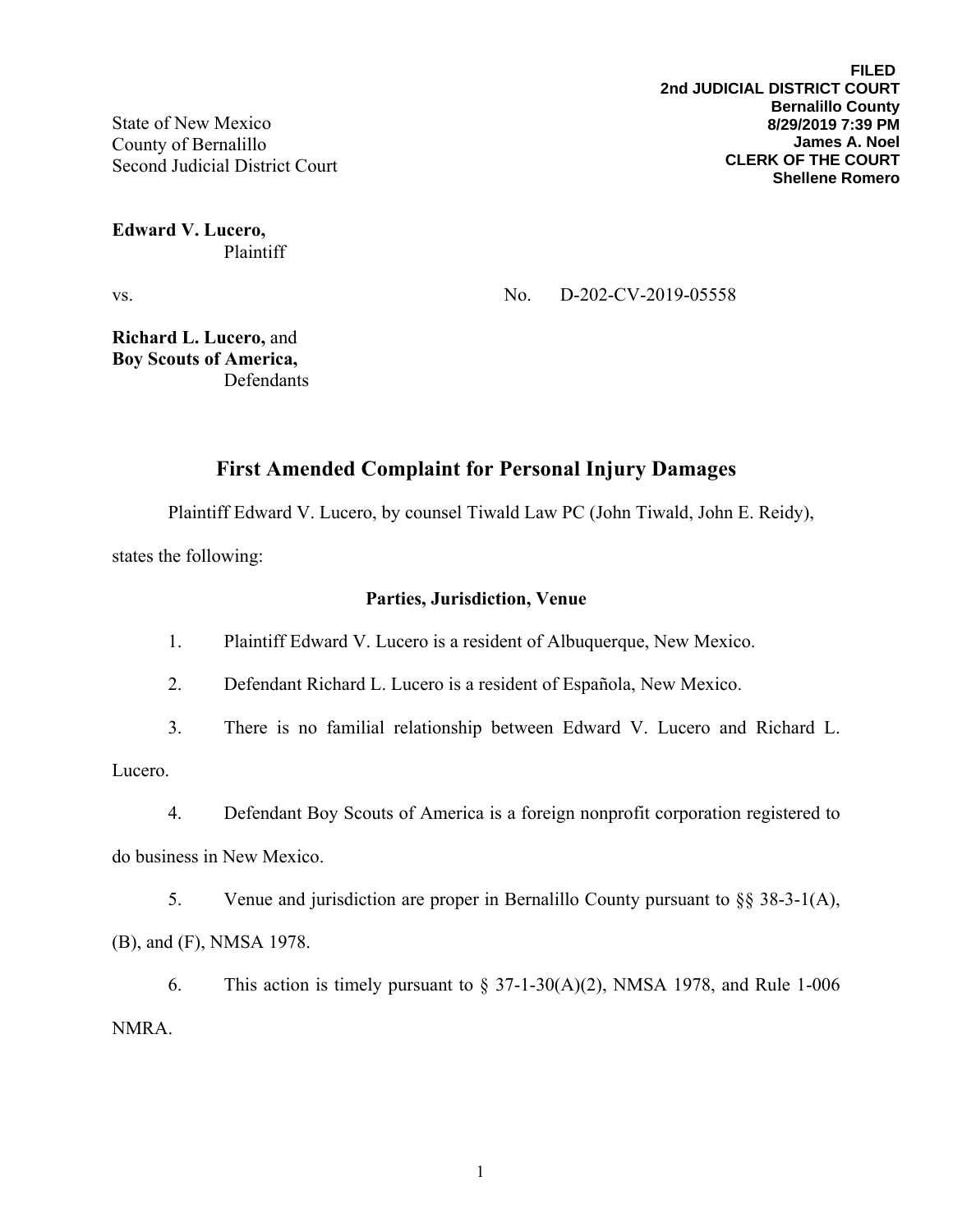**FILED**
**2nd JUDICIAL DISTRICT COURT**
**Bernalillo County**
**8/29/2019 7:39 PM**
**James A. Noel**
**CLERK OF THE COURT**
**Shellene Romero**

State of New Mexico
County of Bernalillo
Second Judicial District Court

**Edward V. Lucero,**
Plaintiff

vs. No. D-202-CV-2019-05558

**Richard L. Lucero,** and
**Boy Scouts of America,**
Defendants

## First Amended Complaint for Personal Injury Damages

Plaintiff Edward V. Lucero, by counsel Tiwald Law PC (John Tiwald, John E. Reidy), states the following:

### Parties, Jurisdiction, Venue

1. Plaintiff Edward V. Lucero is a resident of Albuquerque, New Mexico.

2. Defendant Richard L. Lucero is a resident of Española, New Mexico.

3. There is no familial relationship between Edward V. Lucero and Richard L. Lucero.

4. Defendant Boy Scouts of America is a foreign nonprofit corporation registered to do business in New Mexico.

5. Venue and jurisdiction are proper in Bernalillo County pursuant to §§ 38-3-1(A), (B), and (F), NMSA 1978.

6. This action is timely pursuant to § 37-1-30(A)(2), NMSA 1978, and Rule 1-006 NMRA.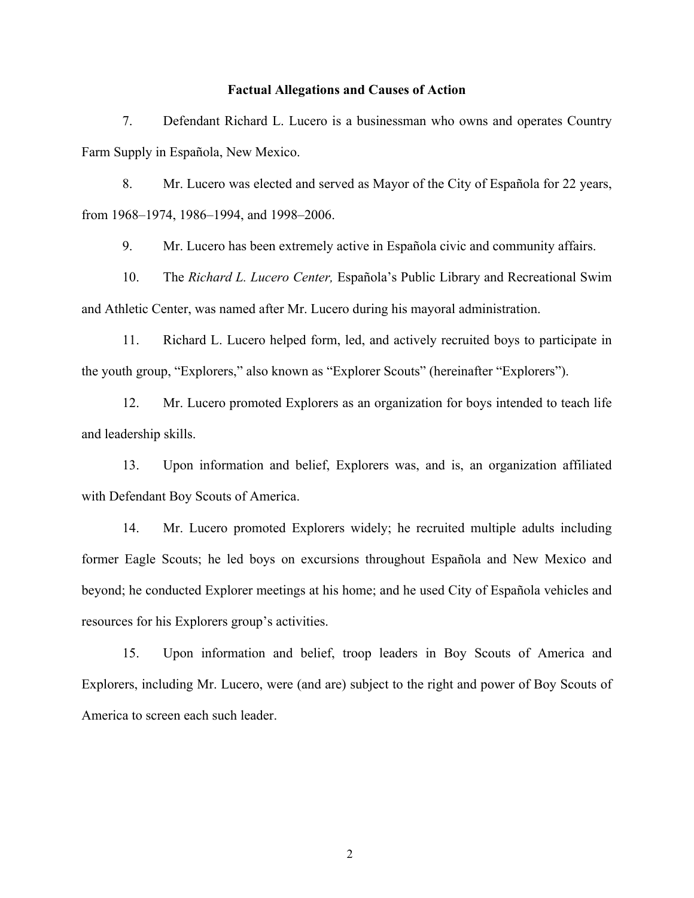**Factual Allegations and Causes of Action**

7. Defendant Richard L. Lucero is a businessman who owns and operates Country Farm Supply in Española, New Mexico.

8. Mr. Lucero was elected and served as Mayor of the City of Española for 22 years, from 1968–1974, 1986–1994, and 1998–2006.

9. Mr. Lucero has been extremely active in Española civic and community affairs.

10. The *Richard L. Lucero Center,* Española's Public Library and Recreational Swim and Athletic Center, was named after Mr. Lucero during his mayoral administration.

11. Richard L. Lucero helped form, led, and actively recruited boys to participate in the youth group, "Explorers," also known as "Explorer Scouts" (hereinafter "Explorers").

12. Mr. Lucero promoted Explorers as an organization for boys intended to teach life and leadership skills.

13. Upon information and belief, Explorers was, and is, an organization affiliated with Defendant Boy Scouts of America.

14. Mr. Lucero promoted Explorers widely; he recruited multiple adults including former Eagle Scouts; he led boys on excursions throughout Española and New Mexico and beyond; he conducted Explorer meetings at his home; and he used City of Española vehicles and resources for his Explorers group's activities.

15. Upon information and belief, troop leaders in Boy Scouts of America and Explorers, including Mr. Lucero, were (and are) subject to the right and power of Boy Scouts of America to screen each such leader.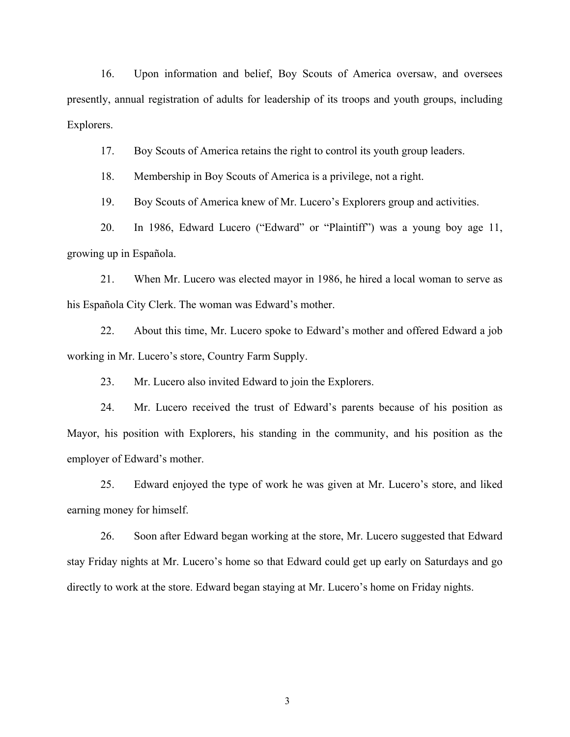16. Upon information and belief, Boy Scouts of America oversaw, and oversees presently, annual registration of adults for leadership of its troops and youth groups, including Explorers.

17. Boy Scouts of America retains the right to control its youth group leaders.

18. Membership in Boy Scouts of America is a privilege, not a right.

19. Boy Scouts of America knew of Mr. Lucero's Explorers group and activities.

20. In 1986, Edward Lucero ("Edward" or "Plaintiff") was a young boy age 11, growing up in Española.

21. When Mr. Lucero was elected mayor in 1986, he hired a local woman to serve as his Española City Clerk. The woman was Edward's mother.

22. About this time, Mr. Lucero spoke to Edward's mother and offered Edward a job working in Mr. Lucero's store, Country Farm Supply.

23. Mr. Lucero also invited Edward to join the Explorers.

24. Mr. Lucero received the trust of Edward's parents because of his position as Mayor, his position with Explorers, his standing in the community, and his position as the employer of Edward's mother.

25. Edward enjoyed the type of work he was given at Mr. Lucero's store, and liked earning money for himself.

26. Soon after Edward began working at the store, Mr. Lucero suggested that Edward stay Friday nights at Mr. Lucero's home so that Edward could get up early on Saturdays and go directly to work at the store. Edward began staying at Mr. Lucero's home on Friday nights.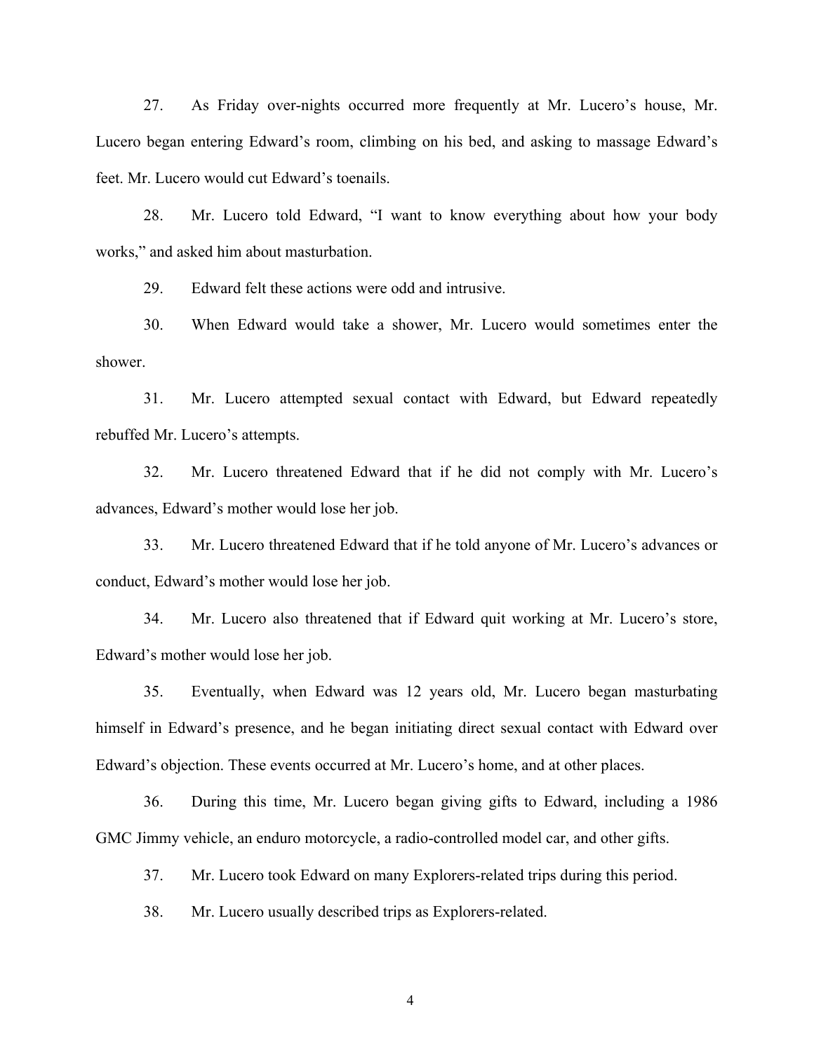27. As Friday over-nights occurred more frequently at Mr. Lucero's house, Mr. Lucero began entering Edward's room, climbing on his bed, and asking to massage Edward's feet. Mr. Lucero would cut Edward's toenails.

28. Mr. Lucero told Edward, "I want to know everything about how your body works," and asked him about masturbation.

29. Edward felt these actions were odd and intrusive.

30. When Edward would take a shower, Mr. Lucero would sometimes enter the shower.

31. Mr. Lucero attempted sexual contact with Edward, but Edward repeatedly rebuffed Mr. Lucero's attempts.

32. Mr. Lucero threatened Edward that if he did not comply with Mr. Lucero's advances, Edward's mother would lose her job.

33. Mr. Lucero threatened Edward that if he told anyone of Mr. Lucero's advances or conduct, Edward's mother would lose her job.

34. Mr. Lucero also threatened that if Edward quit working at Mr. Lucero's store, Edward's mother would lose her job.

35. Eventually, when Edward was 12 years old, Mr. Lucero began masturbating himself in Edward's presence, and he began initiating direct sexual contact with Edward over Edward's objection. These events occurred at Mr. Lucero's home, and at other places.

36. During this time, Mr. Lucero began giving gifts to Edward, including a 1986 GMC Jimmy vehicle, an enduro motorcycle, a radio-controlled model car, and other gifts.

37. Mr. Lucero took Edward on many Explorers-related trips during this period.

38. Mr. Lucero usually described trips as Explorers-related.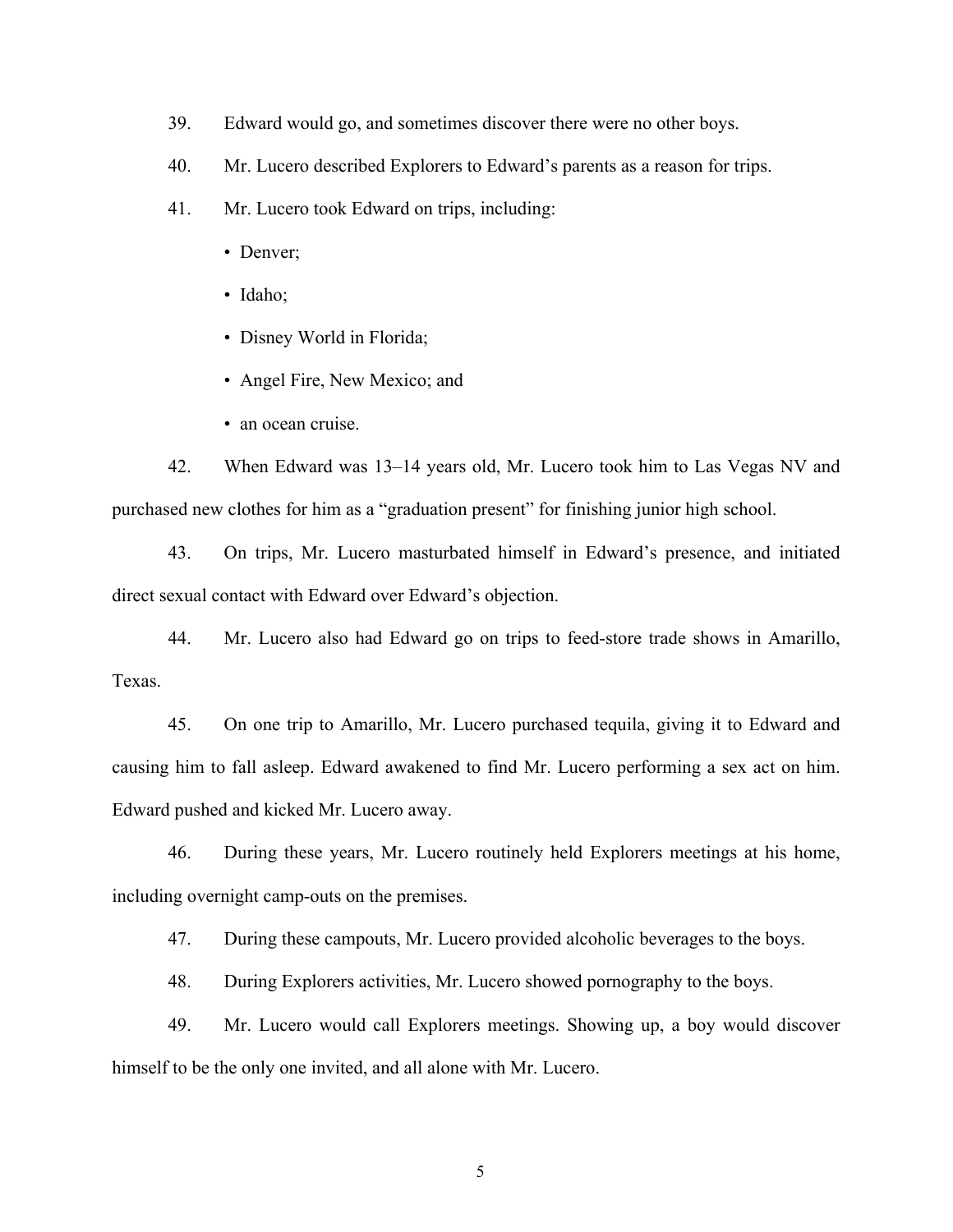39. Edward would go, and sometimes discover there were no other boys.

40. Mr. Lucero described Explorers to Edward's parents as a reason for trips.

41. Mr. Lucero took Edward on trips, including:

- Denver;
- Idaho;
- Disney World in Florida;
- Angel Fire, New Mexico; and
- an ocean cruise.

42. When Edward was 13–14 years old, Mr. Lucero took him to Las Vegas NV and purchased new clothes for him as a "graduation present" for finishing junior high school.

43. On trips, Mr. Lucero masturbated himself in Edward's presence, and initiated direct sexual contact with Edward over Edward's objection.

44. Mr. Lucero also had Edward go on trips to feed-store trade shows in Amarillo, Texas.

45. On one trip to Amarillo, Mr. Lucero purchased tequila, giving it to Edward and causing him to fall asleep. Edward awakened to find Mr. Lucero performing a sex act on him. Edward pushed and kicked Mr. Lucero away.

46. During these years, Mr. Lucero routinely held Explorers meetings at his home, including overnight camp-outs on the premises.

47. During these campouts, Mr. Lucero provided alcoholic beverages to the boys.

48. During Explorers activities, Mr. Lucero showed pornography to the boys.

49. Mr. Lucero would call Explorers meetings. Showing up, a boy would discover himself to be the only one invited, and all alone with Mr. Lucero.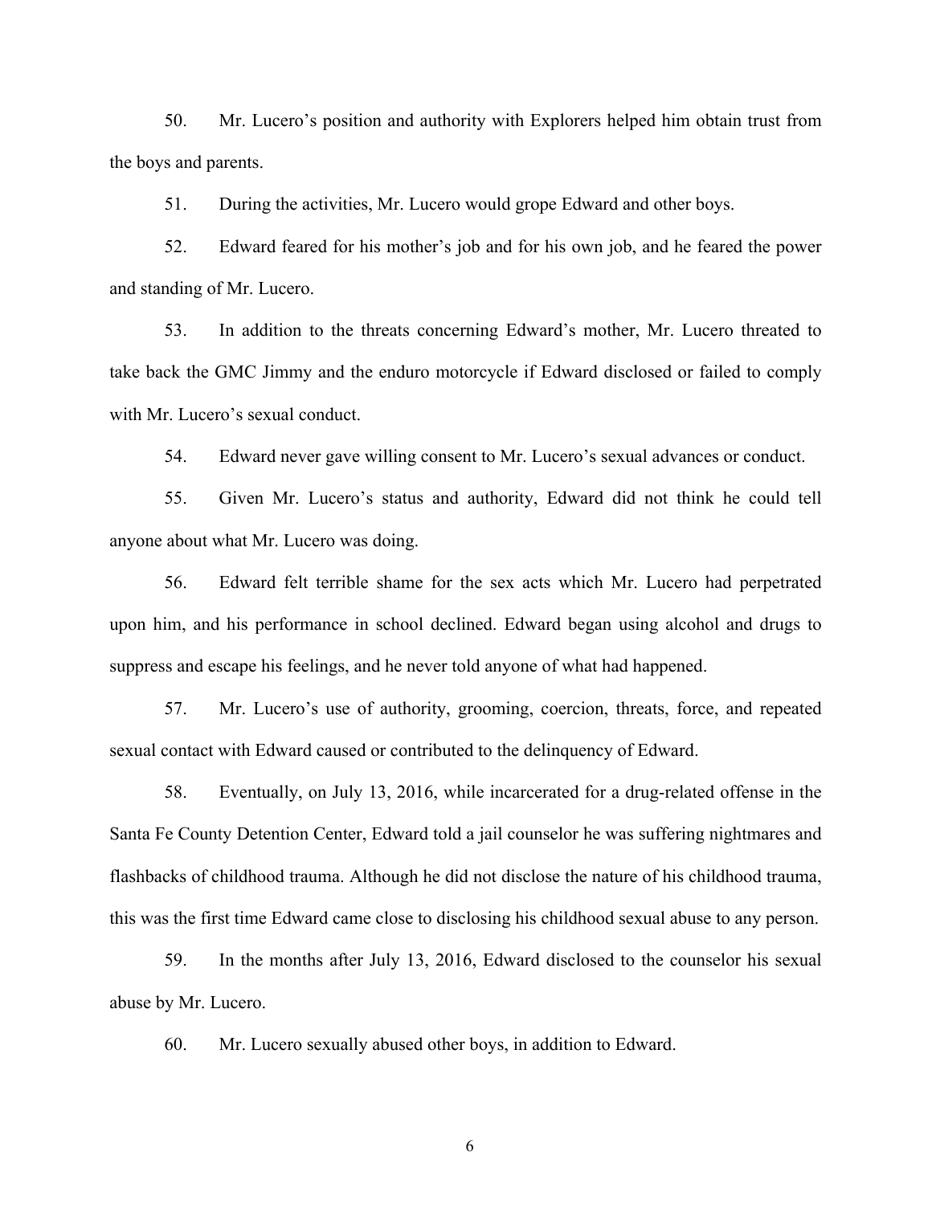50. Mr. Lucero's position and authority with Explorers helped him obtain trust from the boys and parents.

51. During the activities, Mr. Lucero would grope Edward and other boys.

52. Edward feared for his mother's job and for his own job, and he feared the power and standing of Mr. Lucero.

53. In addition to the threats concerning Edward's mother, Mr. Lucero threated to take back the GMC Jimmy and the enduro motorcycle if Edward disclosed or failed to comply with Mr. Lucero's sexual conduct.

54. Edward never gave willing consent to Mr. Lucero's sexual advances or conduct.

55. Given Mr. Lucero's status and authority, Edward did not think he could tell anyone about what Mr. Lucero was doing.

56. Edward felt terrible shame for the sex acts which Mr. Lucero had perpetrated upon him, and his performance in school declined. Edward began using alcohol and drugs to suppress and escape his feelings, and he never told anyone of what had happened.

57. Mr. Lucero's use of authority, grooming, coercion, threats, force, and repeated sexual contact with Edward caused or contributed to the delinquency of Edward.

58. Eventually, on July 13, 2016, while incarcerated for a drug-related offense in the Santa Fe County Detention Center, Edward told a jail counselor he was suffering nightmares and flashbacks of childhood trauma. Although he did not disclose the nature of his childhood trauma, this was the first time Edward came close to disclosing his childhood sexual abuse to any person.

59. In the months after July 13, 2016, Edward disclosed to the counselor his sexual abuse by Mr. Lucero.

60. Mr. Lucero sexually abused other boys, in addition to Edward.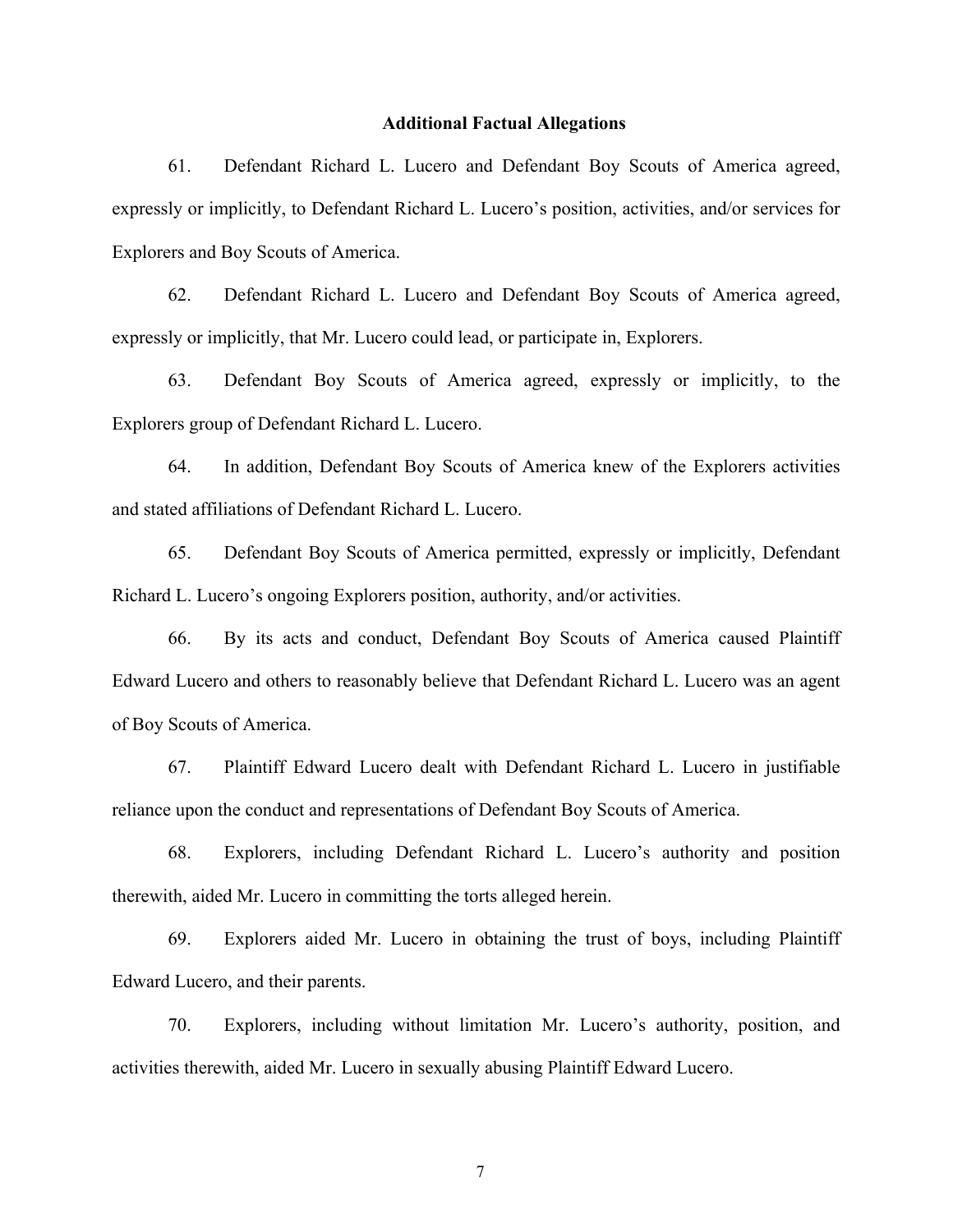## Additional Factual Allegations

61. Defendant Richard L. Lucero and Defendant Boy Scouts of America agreed, expressly or implicitly, to Defendant Richard L. Lucero's position, activities, and/or services for Explorers and Boy Scouts of America.

62. Defendant Richard L. Lucero and Defendant Boy Scouts of America agreed, expressly or implicitly, that Mr. Lucero could lead, or participate in, Explorers.

63. Defendant Boy Scouts of America agreed, expressly or implicitly, to the Explorers group of Defendant Richard L. Lucero.

64. In addition, Defendant Boy Scouts of America knew of the Explorers activities and stated affiliations of Defendant Richard L. Lucero.

65. Defendant Boy Scouts of America permitted, expressly or implicitly, Defendant Richard L. Lucero's ongoing Explorers position, authority, and/or activities.

66. By its acts and conduct, Defendant Boy Scouts of America caused Plaintiff Edward Lucero and others to reasonably believe that Defendant Richard L. Lucero was an agent of Boy Scouts of America.

67. Plaintiff Edward Lucero dealt with Defendant Richard L. Lucero in justifiable reliance upon the conduct and representations of Defendant Boy Scouts of America.

68. Explorers, including Defendant Richard L. Lucero's authority and position therewith, aided Mr. Lucero in committing the torts alleged herein.

69. Explorers aided Mr. Lucero in obtaining the trust of boys, including Plaintiff Edward Lucero, and their parents.

70. Explorers, including without limitation Mr. Lucero's authority, position, and activities therewith, aided Mr. Lucero in sexually abusing Plaintiff Edward Lucero.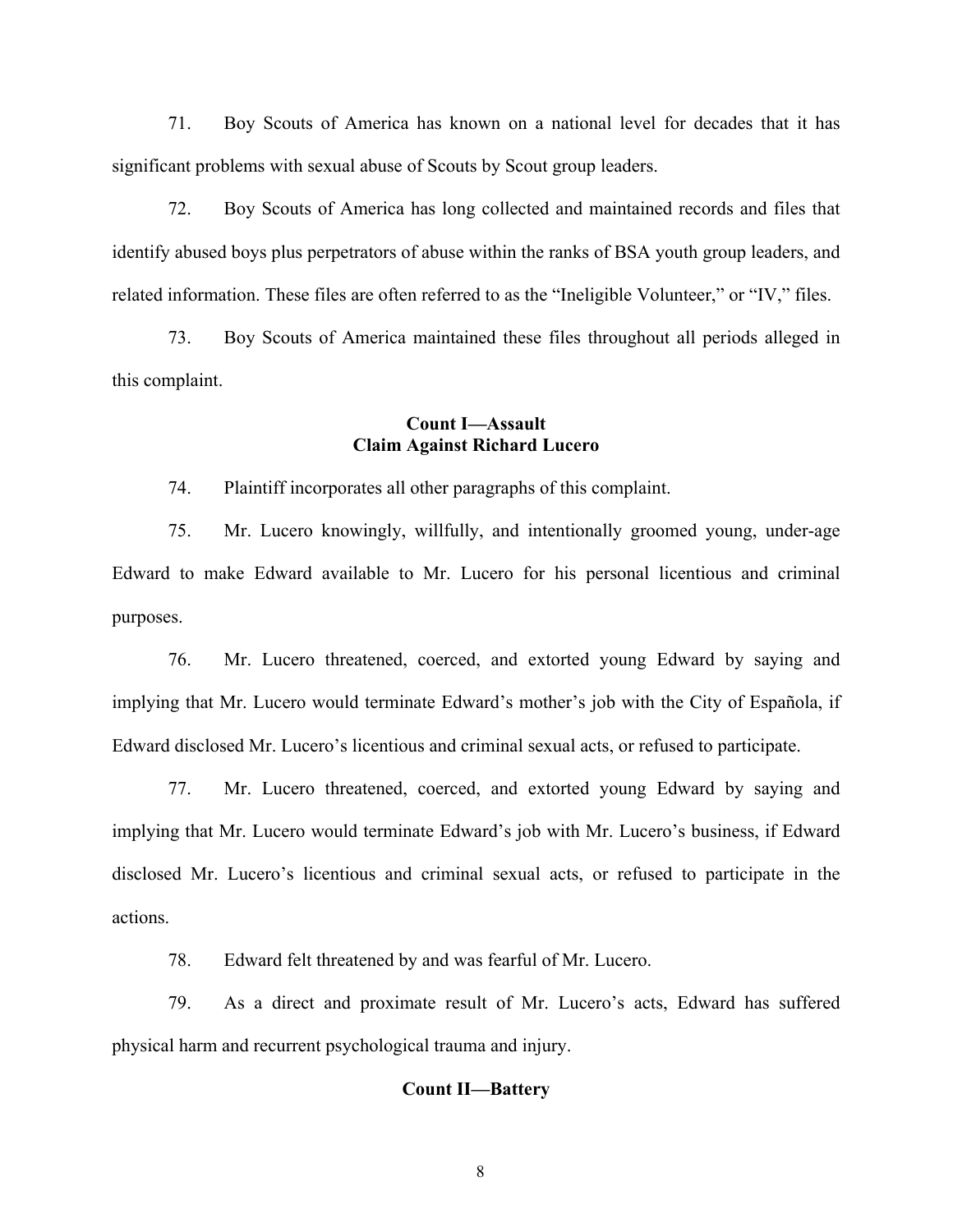71. Boy Scouts of America has known on a national level for decades that it has significant problems with sexual abuse of Scouts by Scout group leaders.

72. Boy Scouts of America has long collected and maintained records and files that identify abused boys plus perpetrators of abuse within the ranks of BSA youth group leaders, and related information. These files are often referred to as the "Ineligible Volunteer," or "IV," files.

73. Boy Scouts of America maintained these files throughout all periods alleged in this complaint.

**Count I—Assault**
**Claim Against Richard Lucero**

74. Plaintiff incorporates all other paragraphs of this complaint.

75. Mr. Lucero knowingly, willfully, and intentionally groomed young, under-age Edward to make Edward available to Mr. Lucero for his personal licentious and criminal purposes.

76. Mr. Lucero threatened, coerced, and extorted young Edward by saying and implying that Mr. Lucero would terminate Edward's mother's job with the City of Española, if Edward disclosed Mr. Lucero's licentious and criminal sexual acts, or refused to participate.

77. Mr. Lucero threatened, coerced, and extorted young Edward by saying and implying that Mr. Lucero would terminate Edward's job with Mr. Lucero's business, if Edward disclosed Mr. Lucero's licentious and criminal sexual acts, or refused to participate in the actions.

78. Edward felt threatened by and was fearful of Mr. Lucero.

79. As a direct and proximate result of Mr. Lucero's acts, Edward has suffered physical harm and recurrent psychological trauma and injury.

**Count II—Battery**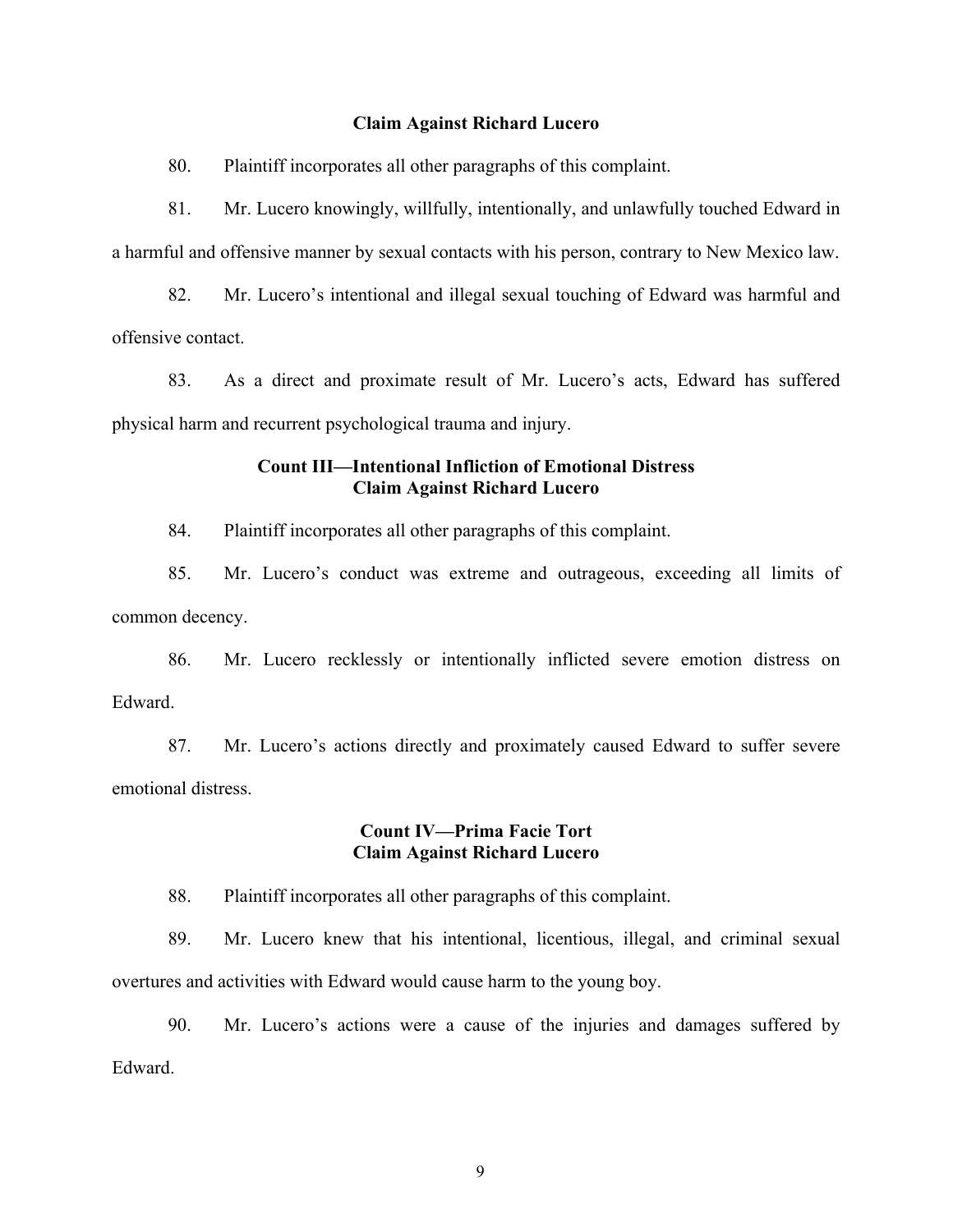**Claim Against Richard Lucero**

80. Plaintiff incorporates all other paragraphs of this complaint.

81. Mr. Lucero knowingly, willfully, intentionally, and unlawfully touched Edward in a harmful and offensive manner by sexual contacts with his person, contrary to New Mexico law.

82. Mr. Lucero's intentional and illegal sexual touching of Edward was harmful and offensive contact.

83. As a direct and proximate result of Mr. Lucero's acts, Edward has suffered physical harm and recurrent psychological trauma and injury.

**Count III—Intentional Infliction of Emotional Distress**
**Claim Against Richard Lucero**

84. Plaintiff incorporates all other paragraphs of this complaint.

85. Mr. Lucero's conduct was extreme and outrageous, exceeding all limits of common decency.

86. Mr. Lucero recklessly or intentionally inflicted severe emotion distress on Edward.

87. Mr. Lucero's actions directly and proximately caused Edward to suffer severe emotional distress.

**Count IV—Prima Facie Tort**
**Claim Against Richard Lucero**

88. Plaintiff incorporates all other paragraphs of this complaint.

89. Mr. Lucero knew that his intentional, licentious, illegal, and criminal sexual overtures and activities with Edward would cause harm to the young boy.

90. Mr. Lucero's actions were a cause of the injuries and damages suffered by Edward.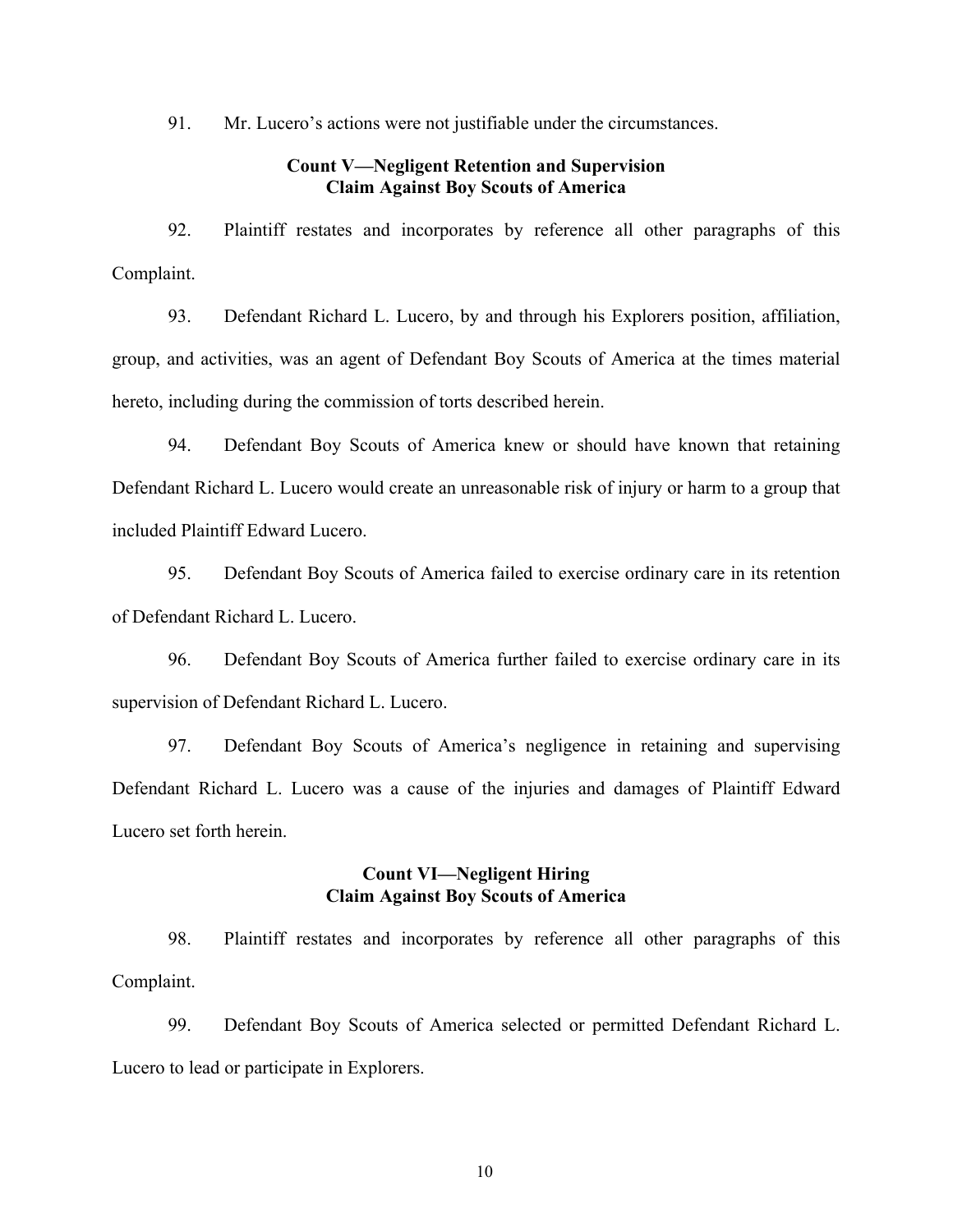91. Mr. Lucero's actions were not justifiable under the circumstances.

**Count V—Negligent Retention and Supervision**
**Claim Against Boy Scouts of America**

92. Plaintiff restates and incorporates by reference all other paragraphs of this Complaint.

93. Defendant Richard L. Lucero, by and through his Explorers position, affiliation, group, and activities, was an agent of Defendant Boy Scouts of America at the times material hereto, including during the commission of torts described herein.

94. Defendant Boy Scouts of America knew or should have known that retaining Defendant Richard L. Lucero would create an unreasonable risk of injury or harm to a group that included Plaintiff Edward Lucero.

95. Defendant Boy Scouts of America failed to exercise ordinary care in its retention of Defendant Richard L. Lucero.

96. Defendant Boy Scouts of America further failed to exercise ordinary care in its supervision of Defendant Richard L. Lucero.

97. Defendant Boy Scouts of America's negligence in retaining and supervising Defendant Richard L. Lucero was a cause of the injuries and damages of Plaintiff Edward Lucero set forth herein.

**Count VI—Negligent Hiring**
**Claim Against Boy Scouts of America**

98. Plaintiff restates and incorporates by reference all other paragraphs of this Complaint.

99. Defendant Boy Scouts of America selected or permitted Defendant Richard L. Lucero to lead or participate in Explorers.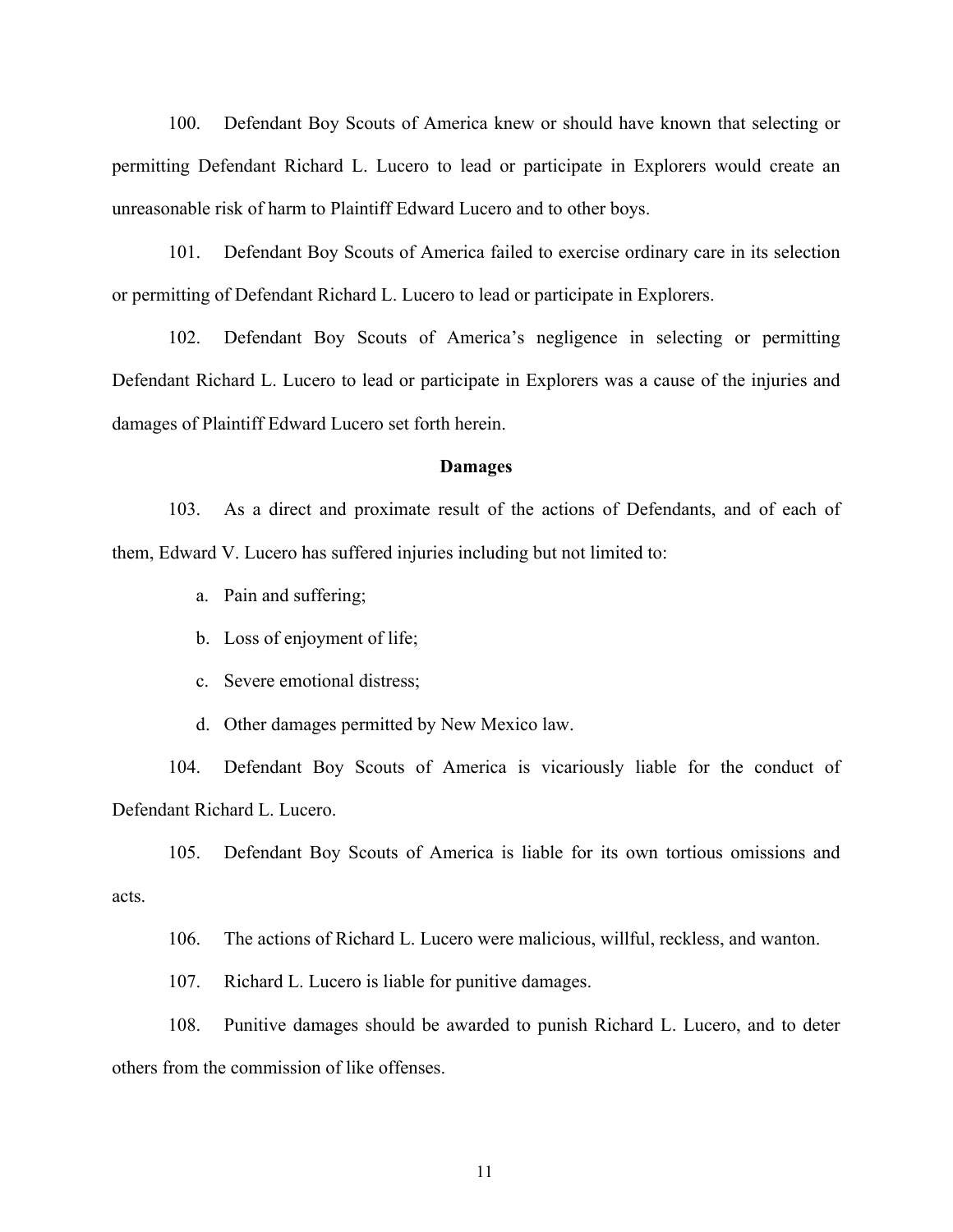100. Defendant Boy Scouts of America knew or should have known that selecting or permitting Defendant Richard L. Lucero to lead or participate in Explorers would create an unreasonable risk of harm to Plaintiff Edward Lucero and to other boys.

101. Defendant Boy Scouts of America failed to exercise ordinary care in its selection or permitting of Defendant Richard L. Lucero to lead or participate in Explorers.

102. Defendant Boy Scouts of America's negligence in selecting or permitting Defendant Richard L. Lucero to lead or participate in Explorers was a cause of the injuries and damages of Plaintiff Edward Lucero set forth herein.

**Damages**

103. As a direct and proximate result of the actions of Defendants, and of each of them, Edward V. Lucero has suffered injuries including but not limited to:

a. Pain and suffering;

b. Loss of enjoyment of life;

c. Severe emotional distress;

d. Other damages permitted by New Mexico law.

104. Defendant Boy Scouts of America is vicariously liable for the conduct of Defendant Richard L. Lucero.

105. Defendant Boy Scouts of America is liable for its own tortious omissions and acts.

106. The actions of Richard L. Lucero were malicious, willful, reckless, and wanton.

107. Richard L. Lucero is liable for punitive damages.

108. Punitive damages should be awarded to punish Richard L. Lucero, and to deter others from the commission of like offenses.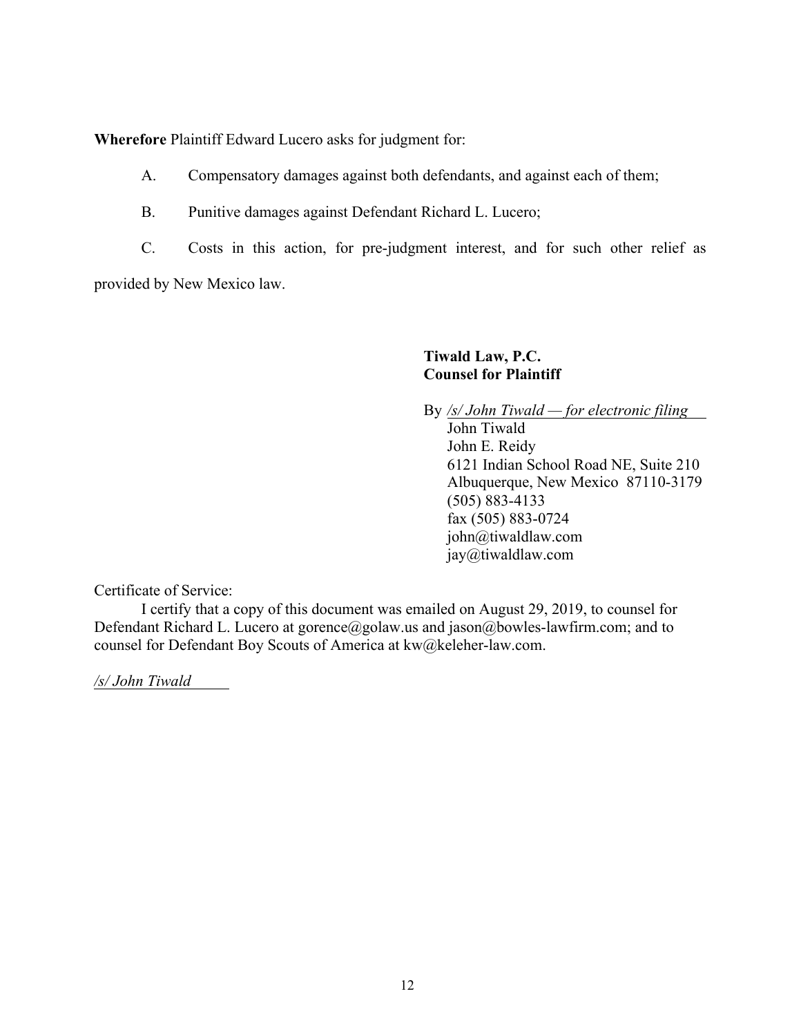**Wherefore** Plaintiff Edward Lucero asks for judgment for:

A. Compensatory damages against both defendants, and against each of them;

B. Punitive damages against Defendant Richard L. Lucero;

C. Costs in this action, for pre-judgment interest, and for such other relief as provided by New Mexico law.

**Tiwald Law, P.C.**
**Counsel for Plaintiff**

By */s/ John Tiwald — for electronic filing*
John Tiwald
John E. Reidy
6121 Indian School Road NE, Suite 210
Albuquerque, New Mexico 87110-3179
(505) 883-4133
fax (505) 883-0724
john@tiwaldlaw.com
jay@tiwaldlaw.com

Certificate of Service:

I certify that a copy of this document was emailed on August 29, 2019, to counsel for Defendant Richard L. Lucero at gorence@golaw.us and jason@bowles-lawfirm.com; and to counsel for Defendant Boy Scouts of America at kw@keleher-law.com.

*/s/ John Tiwald*